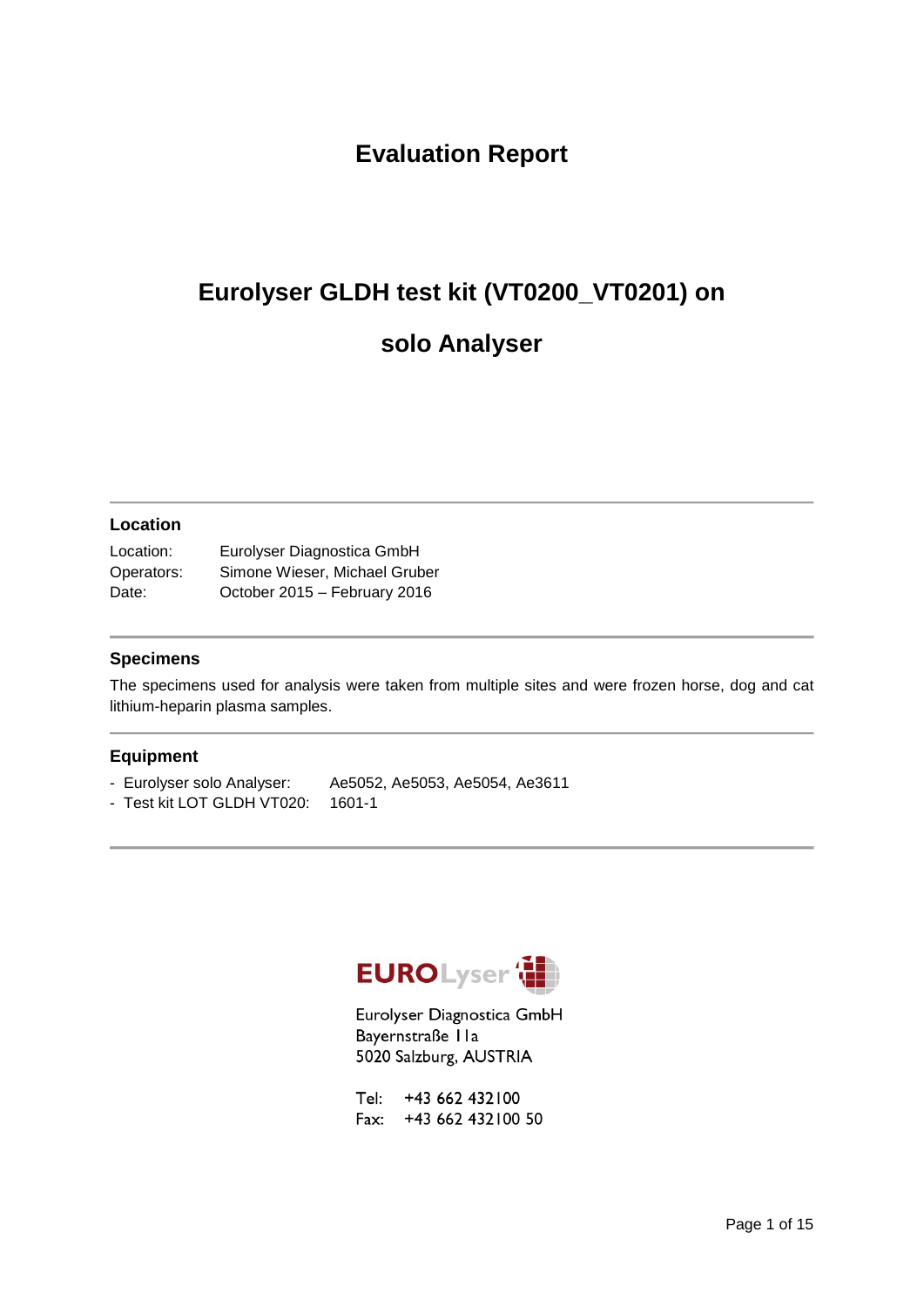# Evaluation Report

## Eurolyser GLDH test kit (VT0200_VT0201) on solo Analyser

### Location

| | |
|---|---|
| Location: | Eurolyser Diagnostica GmbH |
| Operators: | Simone Wieser, Michael Gruber |
| Date: | October 2015 – February 2016 |

### Specimens

The specimens used for analysis were taken from multiple sites and were frozen horse, dog and cat lithium-heparin plasma samples.

### Equipment

- Eurolyser solo Analyser: Ae5052, Ae5053, Ae5054, Ae3611
- Test kit LOT GLDH VT020: 1601-1

EUROLyser

Eurolyser Diagnostica GmbH
Bayernstraße 11a
5020 Salzburg, AUSTRIA

Tel: +43 662 432100
Fax: +43 662 432100 50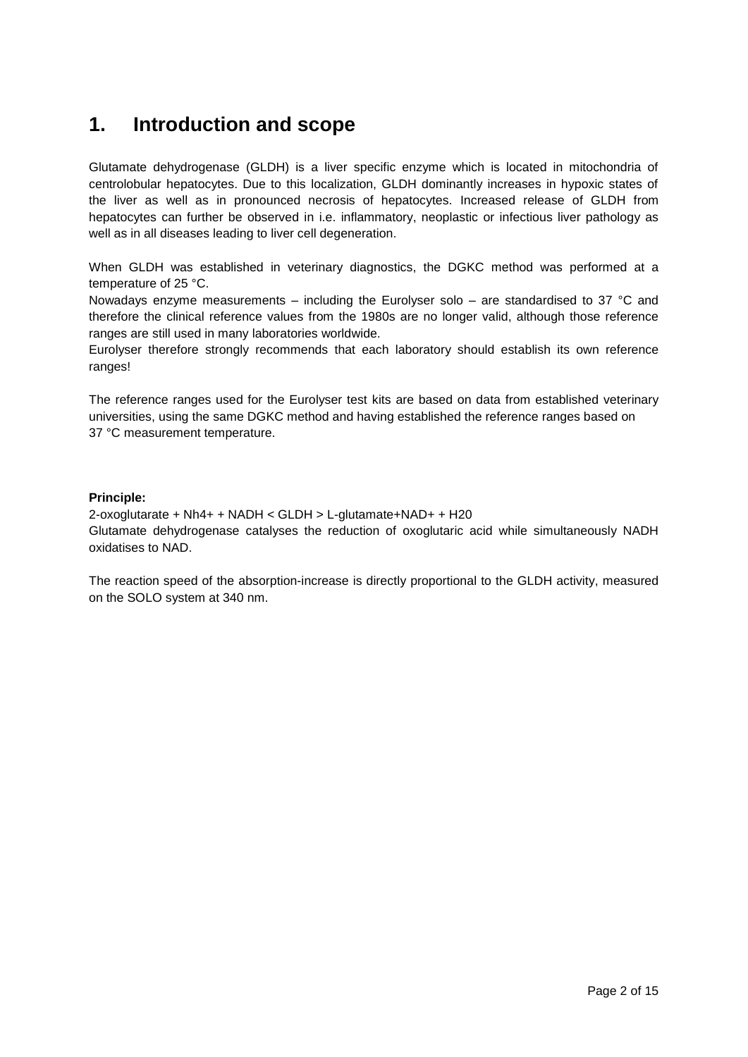# 1. Introduction and scope

Glutamate dehydrogenase (GLDH) is a liver specific enzyme which is located in mitochondria of centrolobular hepatocytes. Due to this localization, GLDH dominantly increases in hypoxic states of the liver as well as in pronounced necrosis of hepatocytes. Increased release of GLDH from hepatocytes can further be observed in i.e. inflammatory, neoplastic or infectious liver pathology as well as in all diseases leading to liver cell degeneration.

When GLDH was established in veterinary diagnostics, the DGKC method was performed at a temperature of 25 °C.
Nowadays enzyme measurements – including the Eurolyser solo – are standardised to 37 °C and therefore the clinical reference values from the 1980s are no longer valid, although those reference ranges are still used in many laboratories worldwide.
Eurolyser therefore strongly recommends that each laboratory should establish its own reference ranges!

The reference ranges used for the Eurolyser test kits are based on data from established veterinary universities, using the same DGKC method and having established the reference ranges based on 37 °C measurement temperature.

**Principle:**
2-oxoglutarate + Nh4+ + NADH < GLDH > L-glutamate+NAD+ + H20
Glutamate dehydrogenase catalyses the reduction of oxoglutaric acid while simultaneously NADH oxidatises to NAD.

The reaction speed of the absorption-increase is directly proportional to the GLDH activity, measured on the SOLO system at 340 nm.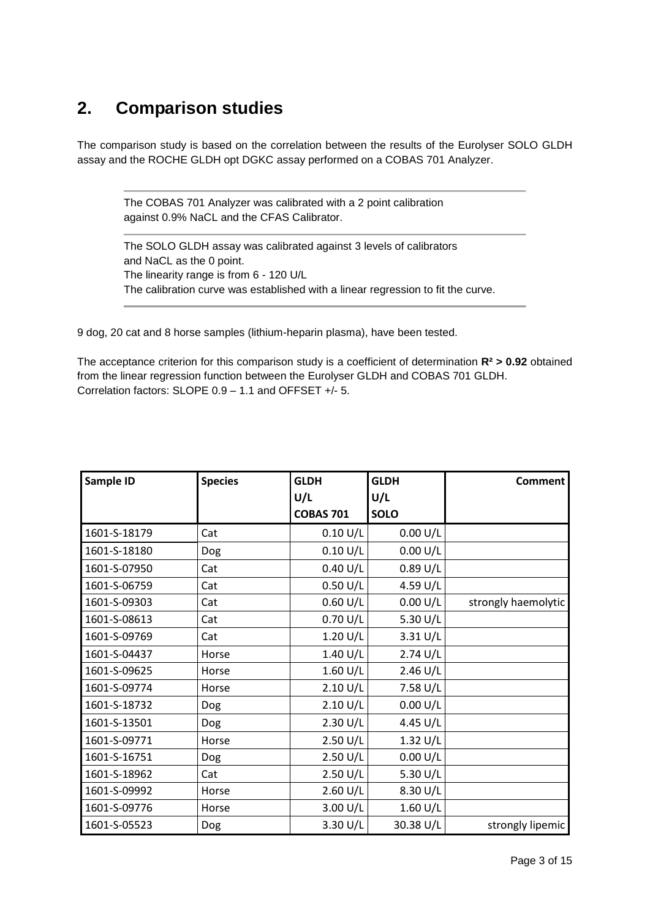## 2. Comparison studies

The comparison study is based on the correlation between the results of the Eurolyser SOLO GLDH assay and the ROCHE GLDH opt DGKC assay performed on a COBAS 701 Analyzer.

The COBAS 701 Analyzer was calibrated with a 2 point calibration against 0.9% NaCL and the CFAS Calibrator.

The SOLO GLDH assay was calibrated against 3 levels of calibrators and NaCL as the 0 point.
The linearity range is from 6 - 120 U/L
The calibration curve was established with a linear regression to fit the curve.

9 dog, 20 cat and 8 horse samples (lithium-heparin plasma), have been tested.

The acceptance criterion for this comparison study is a coefficient of determination **$R^2$ > 0.92** obtained from the linear regression function between the Eurolyser GLDH and COBAS 701 GLDH.
Correlation factors: SLOPE 0.9 – 1.1 and OFFSET +/- 5.

| Sample ID | Species | GLDH U/L COBAS 701 | GLDH U/L SOLO | Comment |
|---|---|---|---|---|
| 1601-S-18179 | Cat | 0.10 U/L | 0.00 U/L | |
| 1601-S-18180 | Dog | 0.10 U/L | 0.00 U/L | |
| 1601-S-07950 | Cat | 0.40 U/L | 0.89 U/L | |
| 1601-S-06759 | Cat | 0.50 U/L | 4.59 U/L | |
| 1601-S-09303 | Cat | 0.60 U/L | 0.00 U/L | strongly haemolytic |
| 1601-S-08613 | Cat | 0.70 U/L | 5.30 U/L | |
| 1601-S-09769 | Cat | 1.20 U/L | 3.31 U/L | |
| 1601-S-04437 | Horse | 1.40 U/L | 2.74 U/L | |
| 1601-S-09625 | Horse | 1.60 U/L | 2.46 U/L | |
| 1601-S-09774 | Horse | 2.10 U/L | 7.58 U/L | |
| 1601-S-18732 | Dog | 2.10 U/L | 0.00 U/L | |
| 1601-S-13501 | Dog | 2.30 U/L | 4.45 U/L | |
| 1601-S-09771 | Horse | 2.50 U/L | 1.32 U/L | |
| 1601-S-16751 | Dog | 2.50 U/L | 0.00 U/L | |
| 1601-S-18962 | Cat | 2.50 U/L | 5.30 U/L | |
| 1601-S-09992 | Horse | 2.60 U/L | 8.30 U/L | |
| 1601-S-09776 | Horse | 3.00 U/L | 1.60 U/L | |
| 1601-S-05523 | Dog | 3.30 U/L | 30.38 U/L | strongly lipemic |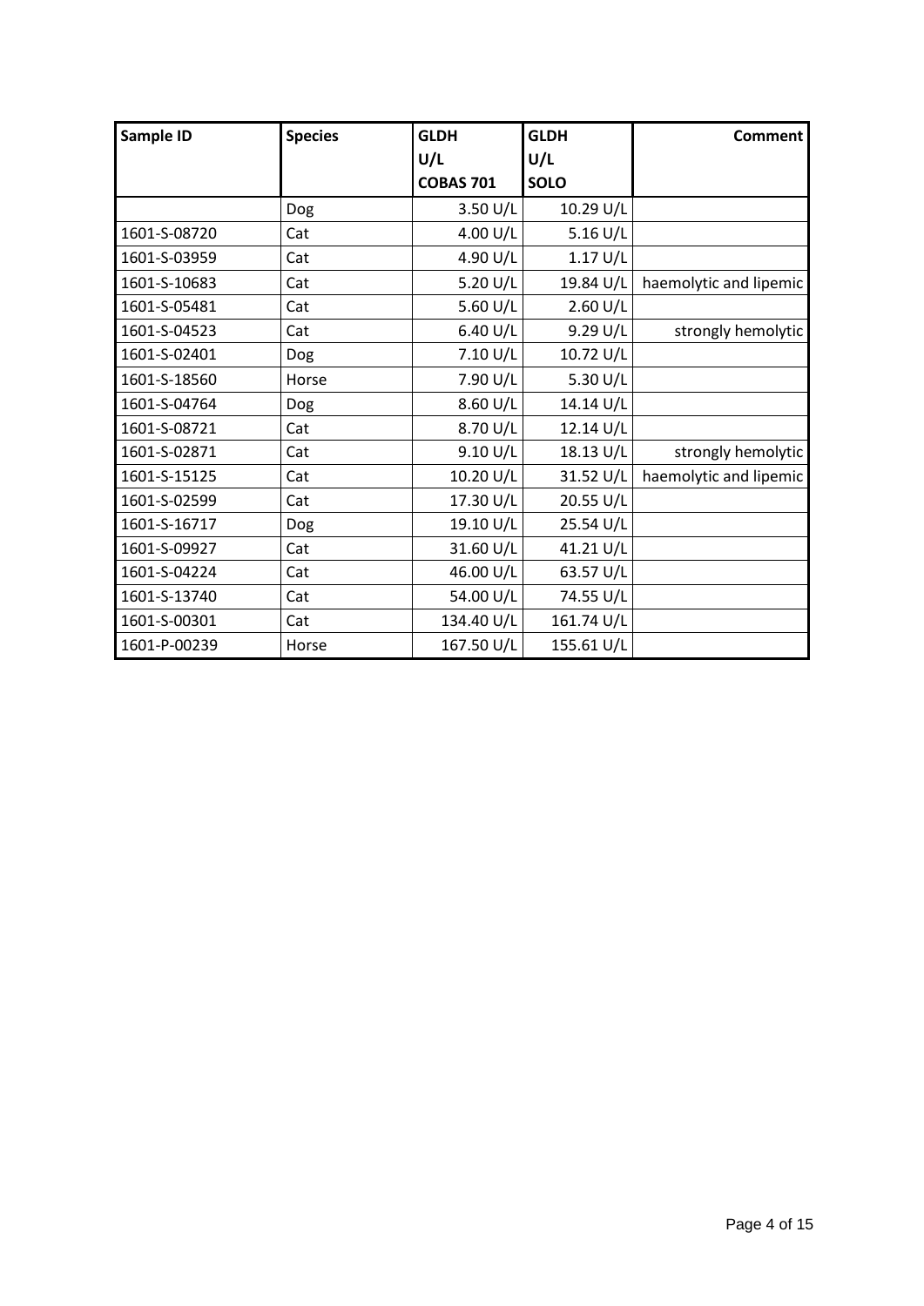| Sample ID | Species | GLDH U/L COBAS 701 | GLDH U/L SOLO | Comment |
|---|---|---|---|---|
| | Dog | 3.50 U/L | 10.29 U/L | |
| 1601-S-08720 | Cat | 4.00 U/L | 5.16 U/L | |
| 1601-S-03959 | Cat | 4.90 U/L | 1.17 U/L | |
| 1601-S-10683 | Cat | 5.20 U/L | 19.84 U/L | haemolytic and lipemic |
| 1601-S-05481 | Cat | 5.60 U/L | 2.60 U/L | |
| 1601-S-04523 | Cat | 6.40 U/L | 9.29 U/L | strongly hemolytic |
| 1601-S-02401 | Dog | 7.10 U/L | 10.72 U/L | |
| 1601-S-18560 | Horse | 7.90 U/L | 5.30 U/L | |
| 1601-S-04764 | Dog | 8.60 U/L | 14.14 U/L | |
| 1601-S-08721 | Cat | 8.70 U/L | 12.14 U/L | |
| 1601-S-02871 | Cat | 9.10 U/L | 18.13 U/L | strongly hemolytic |
| 1601-S-15125 | Cat | 10.20 U/L | 31.52 U/L | haemolytic and lipemic |
| 1601-S-02599 | Cat | 17.30 U/L | 20.55 U/L | |
| 1601-S-16717 | Dog | 19.10 U/L | 25.54 U/L | |
| 1601-S-09927 | Cat | 31.60 U/L | 41.21 U/L | |
| 1601-S-04224 | Cat | 46.00 U/L | 63.57 U/L | |
| 1601-S-13740 | Cat | 54.00 U/L | 74.55 U/L | |
| 1601-S-00301 | Cat | 134.40 U/L | 161.74 U/L | |
| 1601-P-00239 | Horse | 167.50 U/L | 155.61 U/L | |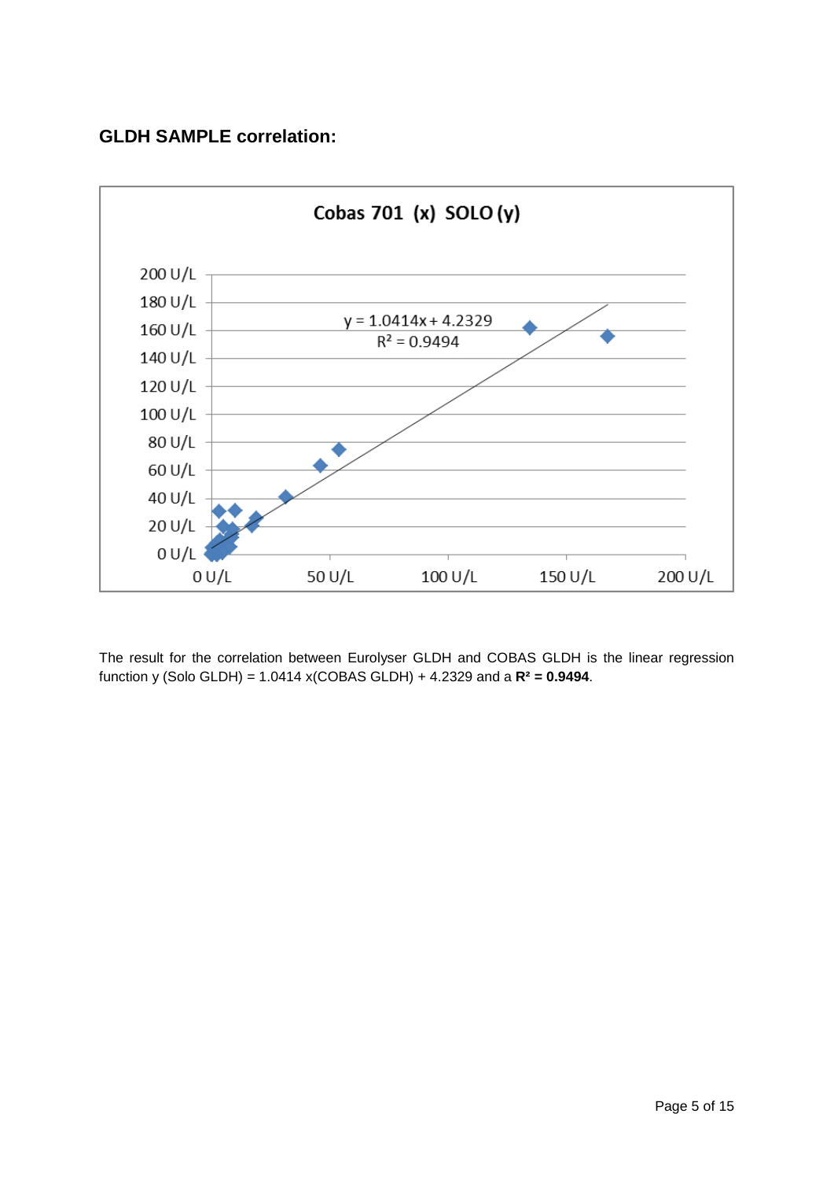## GLDH SAMPLE correlation:

The result for the correlation between Eurolyser GLDH and COBAS GLDH is the linear regression function y (Solo GLDH) = 1.0414 x(COBAS GLDH) + 4.2329 and a **$R^2$ = 0.9494**.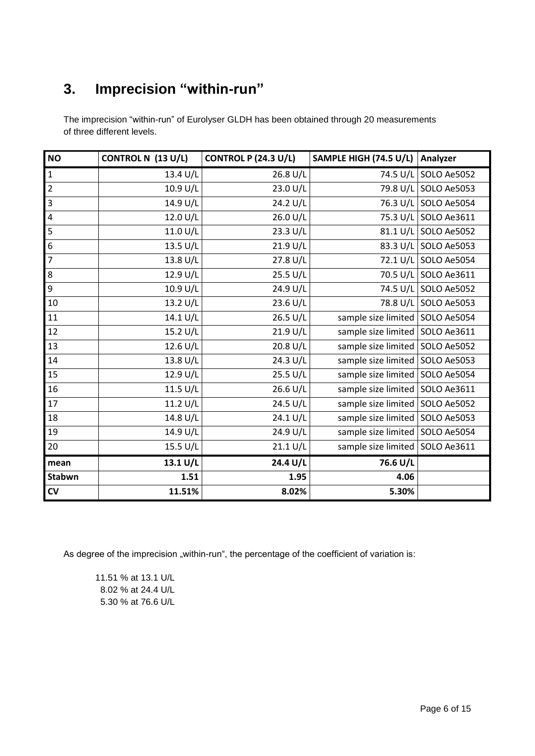## 3. Imprecision “within-run”

The imprecision “within-run” of Eurolyser GLDH has been obtained through 20 measurements of three different levels.

| NO | CONTROL N (13 U/L) | CONTROL P (24.3 U/L) | SAMPLE HIGH (74.5 U/L) | Analyzer |
|---|---|---|---|---|
| 1 | 13.4 U/L | 26.8 U/L | 74.5 U/L | SOLO Ae5052 |
| 2 | 10.9 U/L | 23.0 U/L | 79.8 U/L | SOLO Ae5053 |
| 3 | 14.9 U/L | 24.2 U/L | 76.3 U/L | SOLO Ae5054 |
| 4 | 12.0 U/L | 26.0 U/L | 75.3 U/L | SOLO Ae3611 |
| 5 | 11.0 U/L | 23.3 U/L | 81.1 U/L | SOLO Ae5052 |
| 6 | 13.5 U/L | 21.9 U/L | 83.3 U/L | SOLO Ae5053 |
| 7 | 13.8 U/L | 27.8 U/L | 72.1 U/L | SOLO Ae5054 |
| 8 | 12.9 U/L | 25.5 U/L | 70.5 U/L | SOLO Ae3611 |
| 9 | 10.9 U/L | 24.9 U/L | 74.5 U/L | SOLO Ae5052 |
| 10 | 13.2 U/L | 23.6 U/L | 78.8 U/L | SOLO Ae5053 |
| 11 | 14.1 U/L | 26.5 U/L | sample size limited | SOLO Ae5054 |
| 12 | 15.2 U/L | 21.9 U/L | sample size limited | SOLO Ae3611 |
| 13 | 12.6 U/L | 20.8 U/L | sample size limited | SOLO Ae5052 |
| 14 | 13.8 U/L | 24.3 U/L | sample size limited | SOLO Ae5053 |
| 15 | 12.9 U/L | 25.5 U/L | sample size limited | SOLO Ae5054 |
| 16 | 11.5 U/L | 26.6 U/L | sample size limited | SOLO Ae3611 |
| 17 | 11.2 U/L | 24.5 U/L | sample size limited | SOLO Ae5052 |
| 18 | 14.8 U/L | 24.1 U/L | sample size limited | SOLO Ae5053 |
| 19 | 14.9 U/L | 24.9 U/L | sample size limited | SOLO Ae5054 |
| 20 | 15.5 U/L | 21.1 U/L | sample size limited | SOLO Ae3611 |
| **mean** | **13.1 U/L** | **24.4 U/L** | **76.6 U/L** | |
| **Stabwn** | **1.51** | **1.95** | **4.06** | |
| **CV** | **11.51%** | **8.02%** | **5.30%** | |

As degree of the imprecision „within-run“, the percentage of the coefficient of variation is:

11.51 % at 13.1 U/L
8.02 % at 24.4 U/L
5.30 % at 76.6 U/L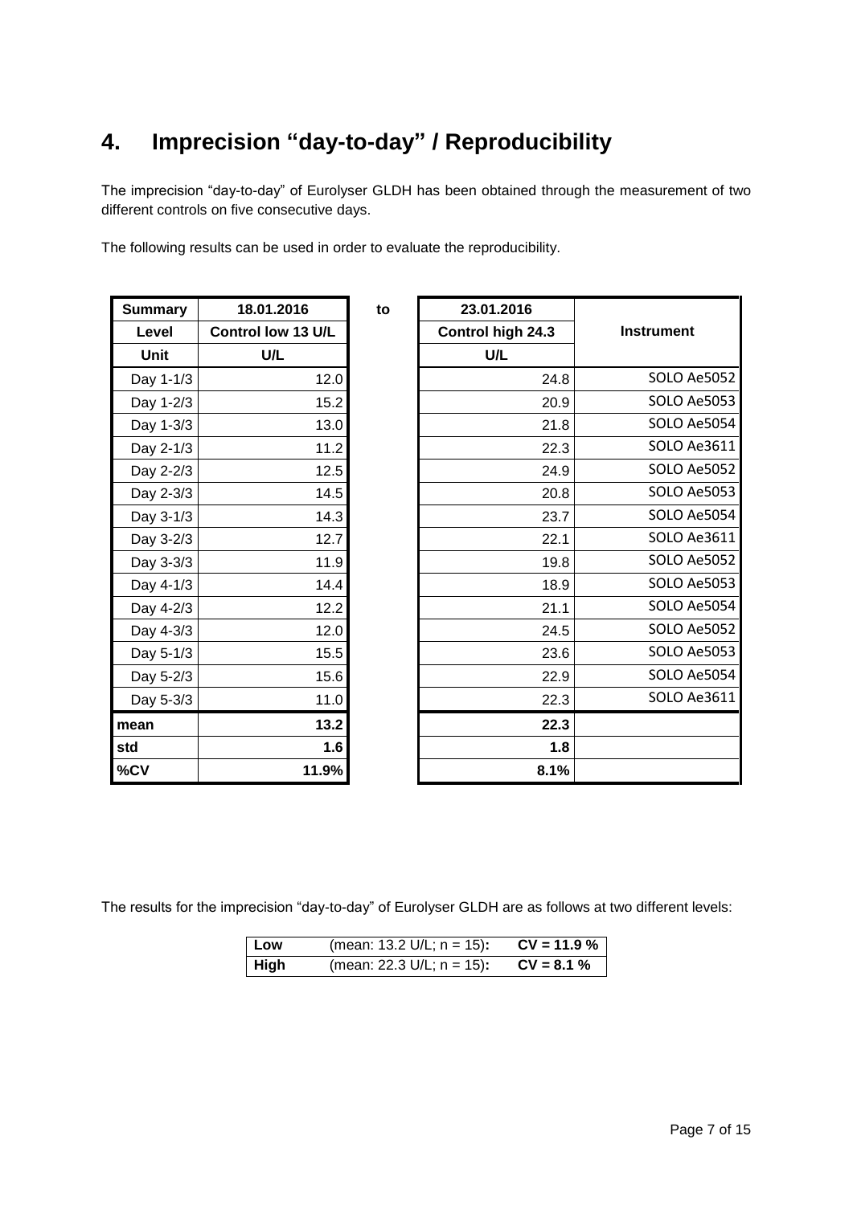# 4. Imprecision “day-to-day” / Reproducibility

The imprecision “day-to-day” of Eurolyser GLDH has been obtained through the measurement of two different controls on five consecutive days.

The following results can be used in order to evaluate the reproducibility.

| Summary | 18.01.2016 | to | 23.01.2016 | |
|---|---|---|---|---|
| Level | Control low 13 U/L | | Control high 24.3 | Instrument |
| Unit | U/L | | U/L | |
| Day 1-1/3 | 12.0 | | 24.8 | SOLO Ae5052 |
| Day 1-2/3 | 15.2 | | 20.9 | SOLO Ae5053 |
| Day 1-3/3 | 13.0 | | 21.8 | SOLO Ae5054 |
| Day 2-1/3 | 11.2 | | 22.3 | SOLO Ae3611 |
| Day 2-2/3 | 12.5 | | 24.9 | SOLO Ae5052 |
| Day 2-3/3 | 14.5 | | 20.8 | SOLO Ae5053 |
| Day 3-1/3 | 14.3 | | 23.7 | SOLO Ae5054 |
| Day 3-2/3 | 12.7 | | 22.1 | SOLO Ae3611 |
| Day 3-3/3 | 11.9 | | 19.8 | SOLO Ae5052 |
| Day 4-1/3 | 14.4 | | 18.9 | SOLO Ae5053 |
| Day 4-2/3 | 12.2 | | 21.1 | SOLO Ae5054 |
| Day 4-3/3 | 12.0 | | 24.5 | SOLO Ae5052 |
| Day 5-1/3 | 15.5 | | 23.6 | SOLO Ae5053 |
| Day 5-2/3 | 15.6 | | 22.9 | SOLO Ae5054 |
| Day 5-3/3 | 11.0 | | 22.3 | SOLO Ae3611 |
| **mean** | **13.2** | | **22.3** | |
| **std** | **1.6** | | **1.8** | |
| **%CV** | **11.9%** | | **8.1%** | |

The results for the imprecision “day-to-day” of Eurolyser GLDH are as follows at two different levels:

| | | |
|---|---|---|
| **Low** | (mean: 13.2 U/L; n = 15)**:** | **CV = 11.9 %** |
| **High** | (mean: 22.3 U/L; n = 15)**:** | **CV = 8.1 %** |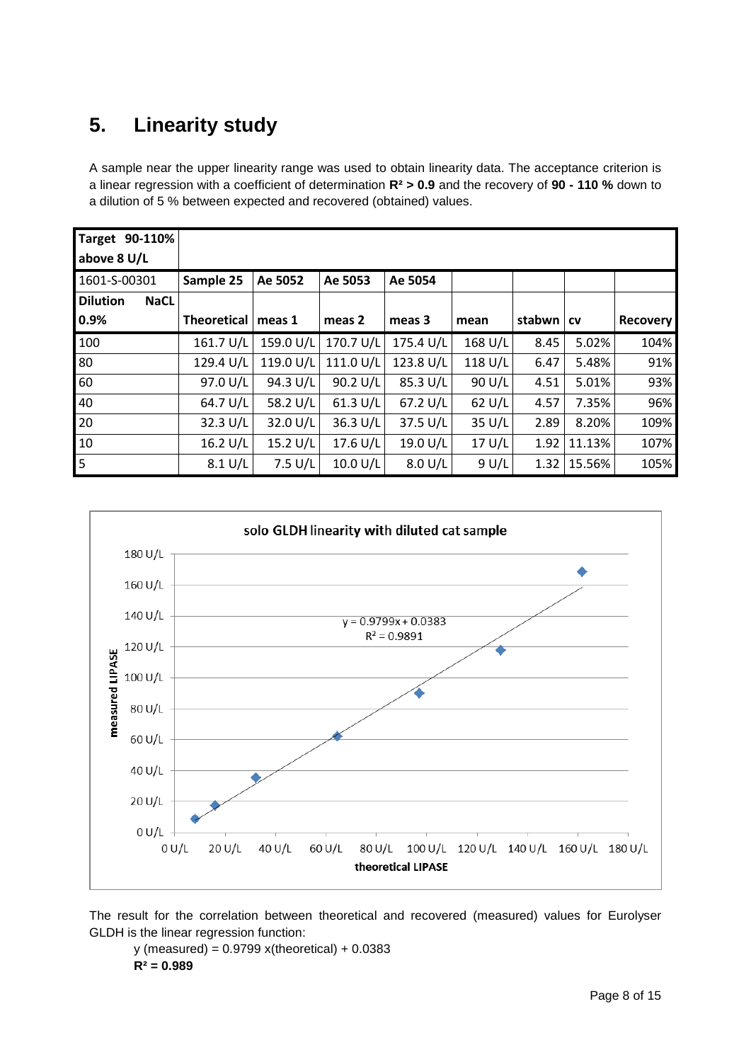## 5. Linearity study

A sample near the upper linearity range was used to obtain linearity data. The acceptance criterion is a linear regression with a coefficient of determination **$R^2$ > 0.9** and the recovery of **90 - 110 %** down to a dilution of 5 % between expected and recovered (obtained) values.

| Target 90-110% above 8 U/L | | | | | | | | |
|---|---|---|---|---|---|---|---|---|
| 1601-S-00301 | Sample 25 | Ae 5052 | Ae 5053 | Ae 5054 | | | | |
| Dilution NaCL 0.9% | Theoretical | meas 1 | meas 2 | meas 3 | mean | stabwn | cv | Recovery |
| 100 | 161.7 U/L | 159.0 U/L | 170.7 U/L | 175.4 U/L | 168 U/L | 8.45 | 5.02% | 104% |
| 80 | 129.4 U/L | 119.0 U/L | 111.0 U/L | 123.8 U/L | 118 U/L | 6.47 | 5.48% | 91% |
| 60 | 97.0 U/L | 94.3 U/L | 90.2 U/L | 85.3 U/L | 90 U/L | 4.51 | 5.01% | 93% |
| 40 | 64.7 U/L | 58.2 U/L | 61.3 U/L | 67.2 U/L | 62 U/L | 4.57 | 7.35% | 96% |
| 20 | 32.3 U/L | 32.0 U/L | 36.3 U/L | 37.5 U/L | 35 U/L | 2.89 | 8.20% | 109% |
| 10 | 16.2 U/L | 15.2 U/L | 17.6 U/L | 19.0 U/L | 17 U/L | 1.92 | 11.13% | 107% |
| 5 | 8.1 U/L | 7.5 U/L | 10.0 U/L | 8.0 U/L | 9 U/L | 1.32 | 15.56% | 105% |

solo GLDH linearity with diluted cat sample

$y = 0.9799x + 0.0383$

$R^2 = 0.9891$

The result for the correlation between theoretical and recovered (measured) values for Eurolyser GLDH is the linear regression function:

y (measured) = 0.9799 x(theoretical) + 0.0383

**$R^2$ = 0.989**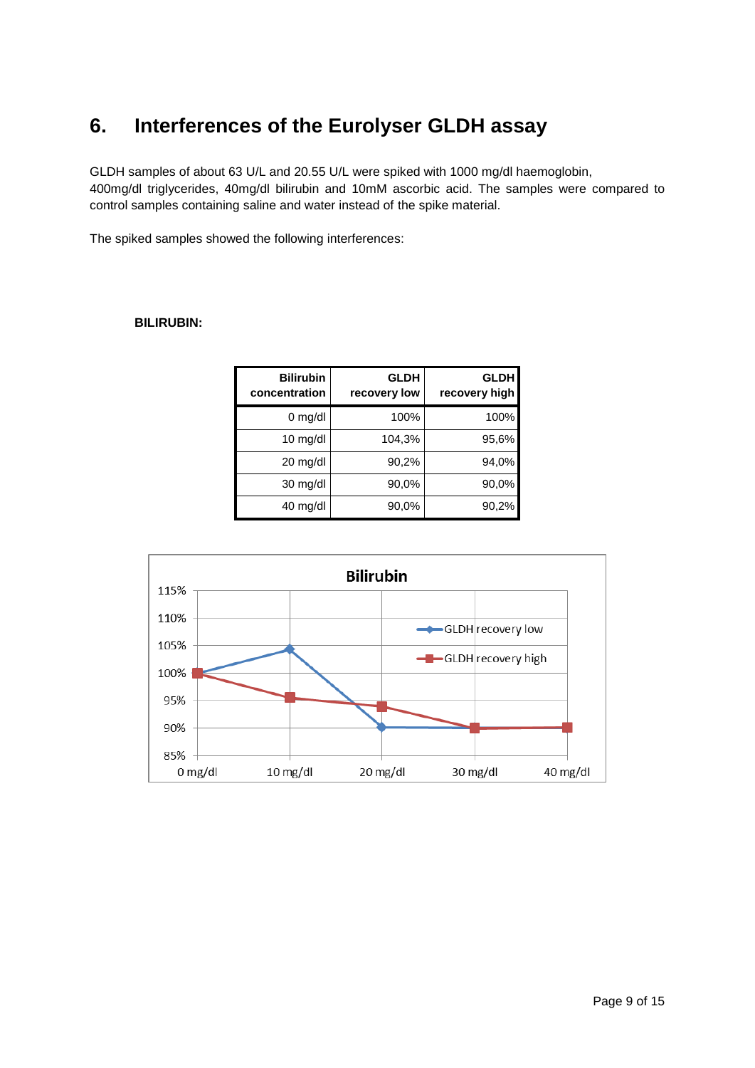# 6. Interferences of the Eurolyser GLDH assay

GLDH samples of about 63 U/L and 20.55 U/L were spiked with 1000 mg/dl haemoglobin, 400mg/dl triglycerides, 40mg/dl bilirubin and 10mM ascorbic acid. The samples were compared to control samples containing saline and water instead of the spike material.

The spiked samples showed the following interferences:

**BILIRUBIN:**

| Bilirubin concentration | GLDH recovery low | GLDH recovery high |
|---|---|---|
| 0 mg/dl | 100% | 100% |
| 10 mg/dl | 104,3% | 95,6% |
| 20 mg/dl | 90,2% | 94,0% |
| 30 mg/dl | 90,0% | 90,0% |
| 40 mg/dl | 90,0% | 90,2% |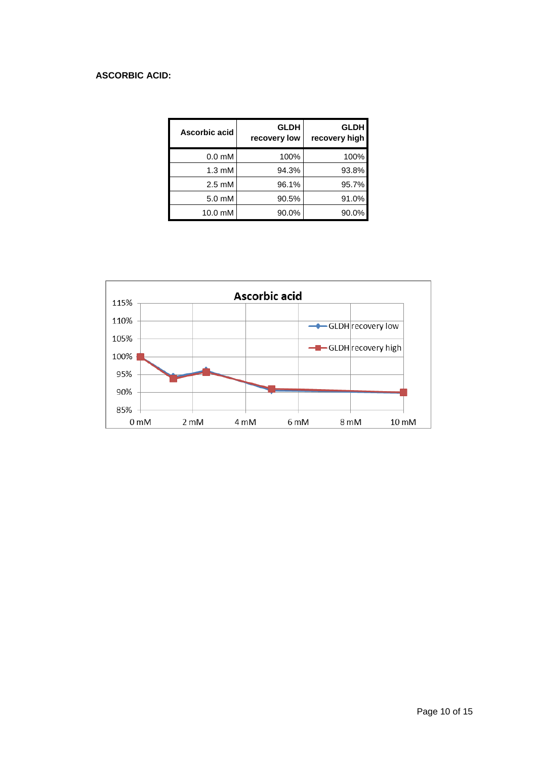**ASCORBIC ACID:**

| Ascorbic acid | GLDH recovery low | GLDH recovery high |
|---|---|---|
| 0.0 mM | 100% | 100% |
| 1.3 mM | 94.3% | 93.8% |
| 2.5 mM | 96.1% | 95.7% |
| 5.0 mM | 90.5% | 91.0% |
| 10.0 mM | 90.0% | 90.0% |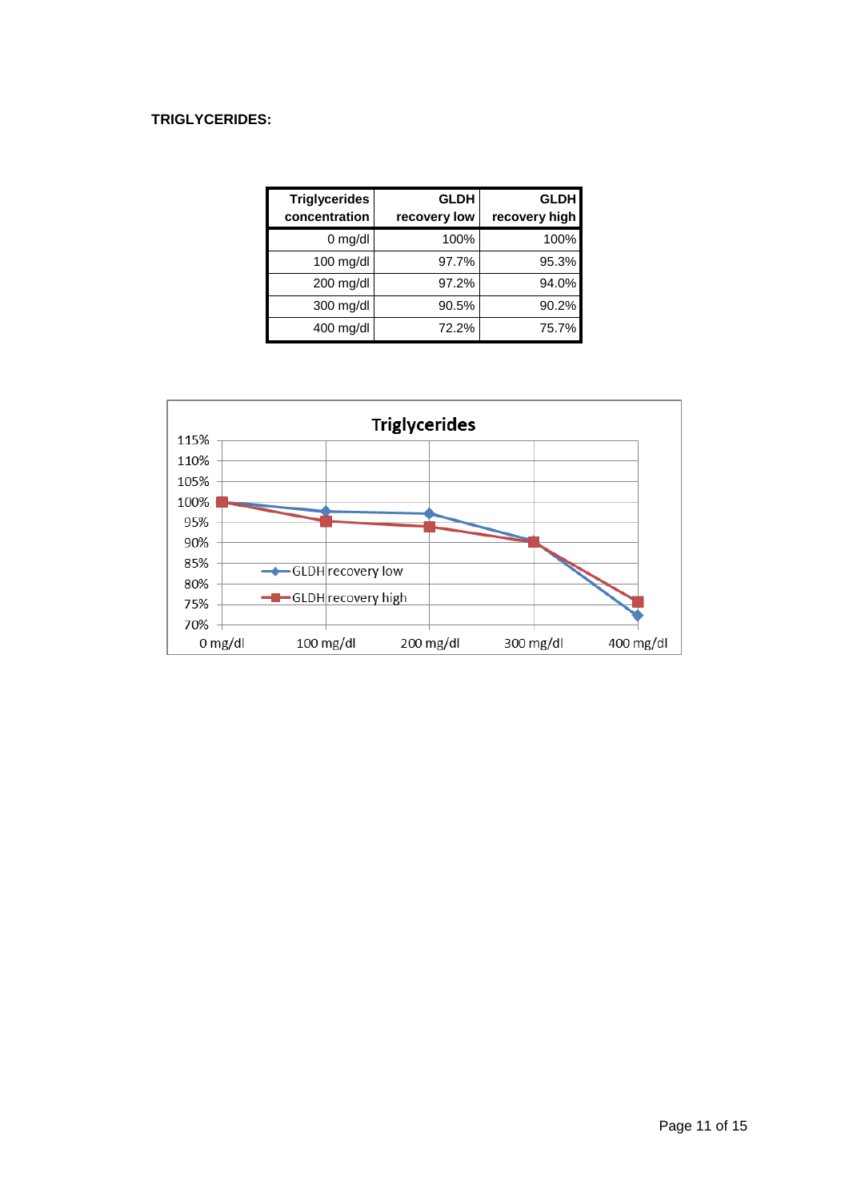**TRIGLYCERIDES:**

| Triglycerides concentration | GLDH recovery low | GLDH recovery high |
|---|---|---|
| 0 mg/dl | 100% | 100% |
| 100 mg/dl | 97.7% | 95.3% |
| 200 mg/dl | 97.2% | 94.0% |
| 300 mg/dl | 90.5% | 90.2% |
| 400 mg/dl | 72.2% | 75.7% |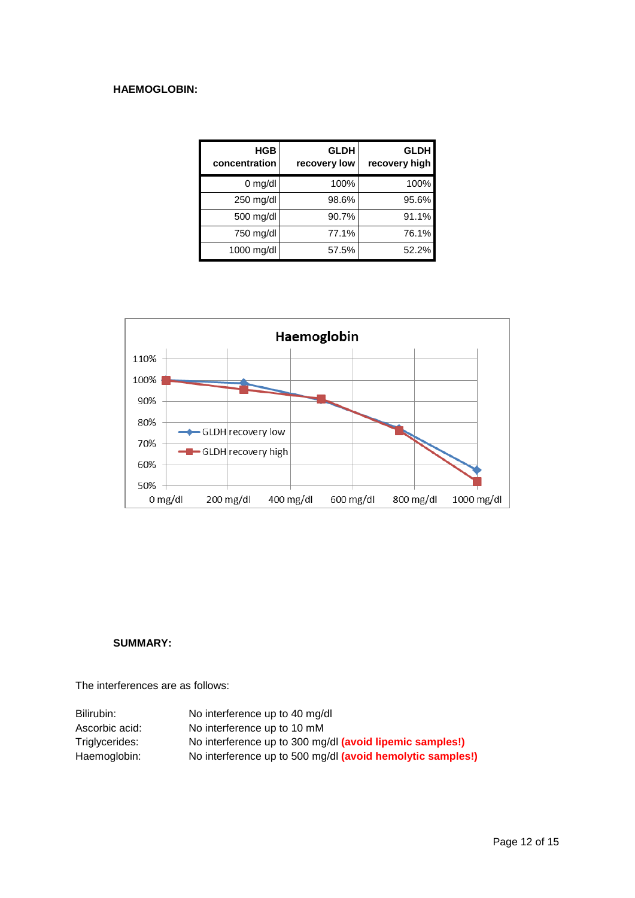**HAEMOGLOBIN:**

| HGB concentration | GLDH recovery low | GLDH recovery high |
|---|---|---|
| 0 mg/dl | 100% | 100% |
| 250 mg/dl | 98.6% | 95.6% |
| 500 mg/dl | 90.7% | 91.1% |
| 750 mg/dl | 77.1% | 76.1% |
| 1000 mg/dl | 57.5% | 52.2% |

**SUMMARY:**

The interferences are as follows:

Bilirubin: No interference up to 40 mg/dl
Ascorbic acid: No interference up to 10 mM
Triglycerides: No interference up to 300 mg/dl **(avoid lipemic samples!)**
Haemoglobin: No interference up to 500 mg/dl **(avoid hemolytic samples!)**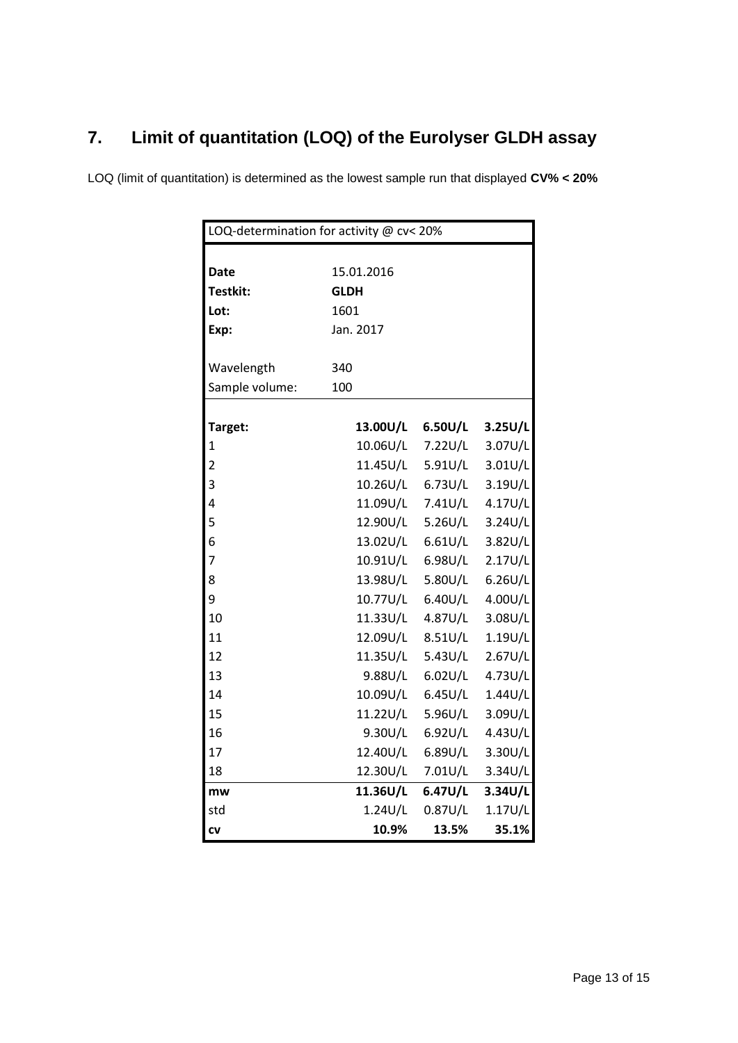# 7. Limit of quantitation (LOQ) of the Eurolyser GLDH assay

LOQ (limit of quantitation) is determined as the lowest sample run that displayed **CV% < 20%**

| LOQ-determination for activity @ cv< 20% | | | |
|---|---|---|---|
| **Date** | 15.01.2016 | | |
| **Testkit:** | **GLDH** | | |
| **Lot:** | 1601 | | |
| **Exp:** | Jan. 2017 | | |
| Wavelength | 340 | | |
| Sample volume: | 100 | | |
| **Target:** | **13.00U/L** | **6.50U/L** | **3.25U/L** |
| 1 | 10.06U/L | 7.22U/L | 3.07U/L |
| 2 | 11.45U/L | 5.91U/L | 3.01U/L |
| 3 | 10.26U/L | 6.73U/L | 3.19U/L |
| 4 | 11.09U/L | 7.41U/L | 4.17U/L |
| 5 | 12.90U/L | 5.26U/L | 3.24U/L |
| 6 | 13.02U/L | 6.61U/L | 3.82U/L |
| 7 | 10.91U/L | 6.98U/L | 2.17U/L |
| 8 | 13.98U/L | 5.80U/L | 6.26U/L |
| 9 | 10.77U/L | 6.40U/L | 4.00U/L |
| 10 | 11.33U/L | 4.87U/L | 3.08U/L |
| 11 | 12.09U/L | 8.51U/L | 1.19U/L |
| 12 | 11.35U/L | 5.43U/L | 2.67U/L |
| 13 | 9.88U/L | 6.02U/L | 4.73U/L |
| 14 | 10.09U/L | 6.45U/L | 1.44U/L |
| 15 | 11.22U/L | 5.96U/L | 3.09U/L |
| 16 | 9.30U/L | 6.92U/L | 4.43U/L |
| 17 | 12.40U/L | 6.89U/L | 3.30U/L |
| 18 | 12.30U/L | 7.01U/L | 3.34U/L |
| **mw** | **11.36U/L** | **6.47U/L** | **3.34U/L** |
| std | 1.24U/L | 0.87U/L | 1.17U/L |
| **cv** | **10.9%** | **13.5%** | **35.1%** |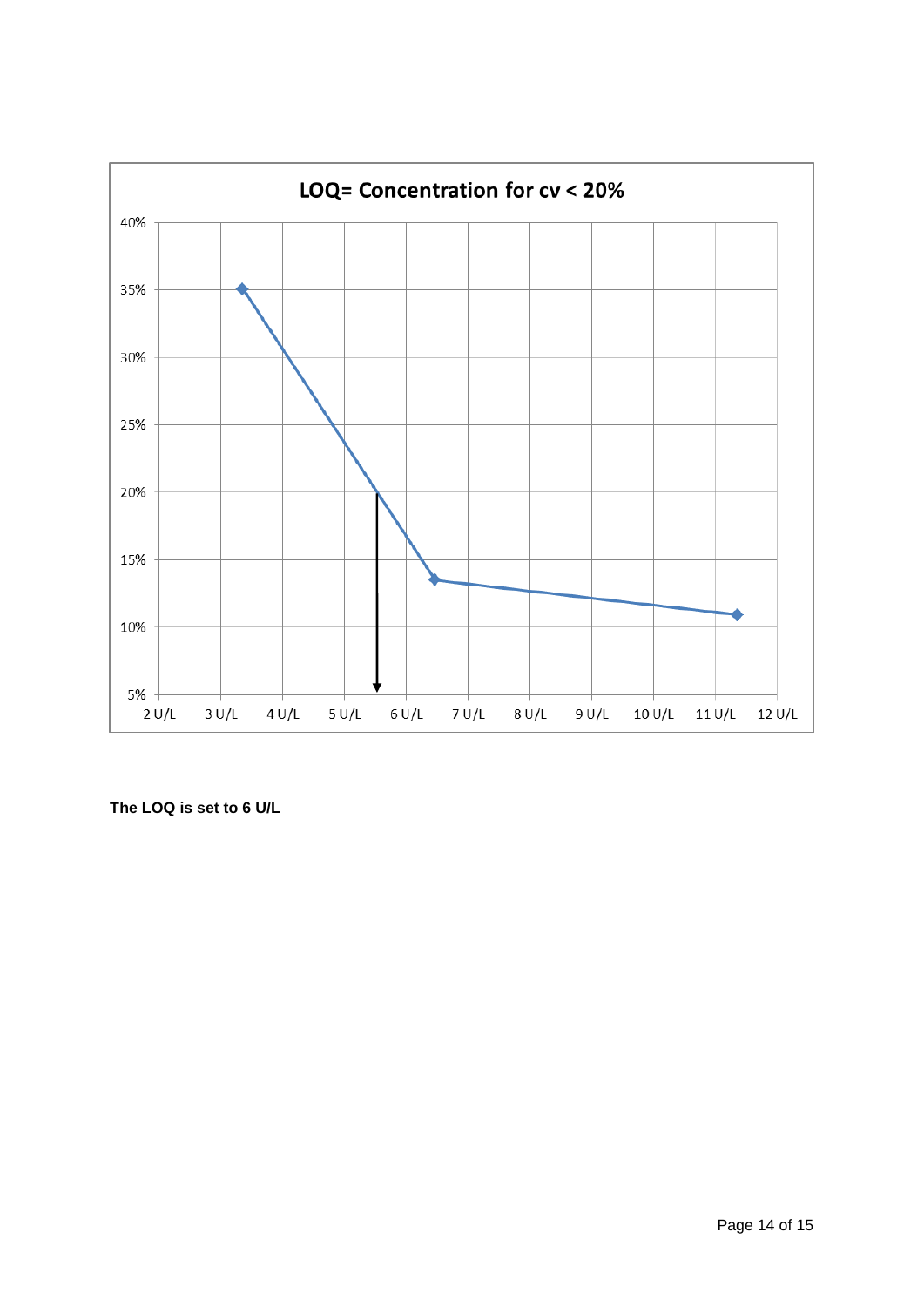**LOQ= Concentration for cv < 20%**

**The LOQ is set to 6 U/L**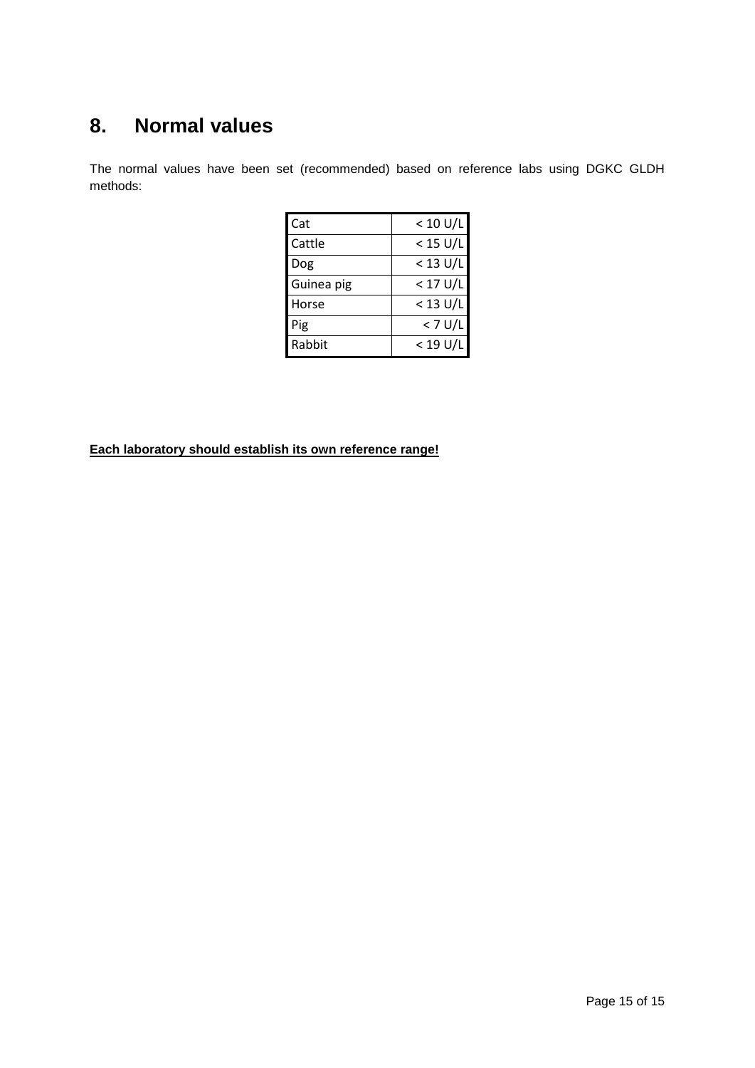## 8. Normal values

The normal values have been set (recommended) based on reference labs using DGKC GLDH methods:

| | |
|---|---|
| Cat | < 10 U/L |
| Cattle | < 15 U/L |
| Dog | < 13 U/L |
| Guinea pig | < 17 U/L |
| Horse | < 13 U/L |
| Pig | < 7 U/L |
| Rabbit | < 19 U/L |

**Each laboratory should establish its own reference range!**